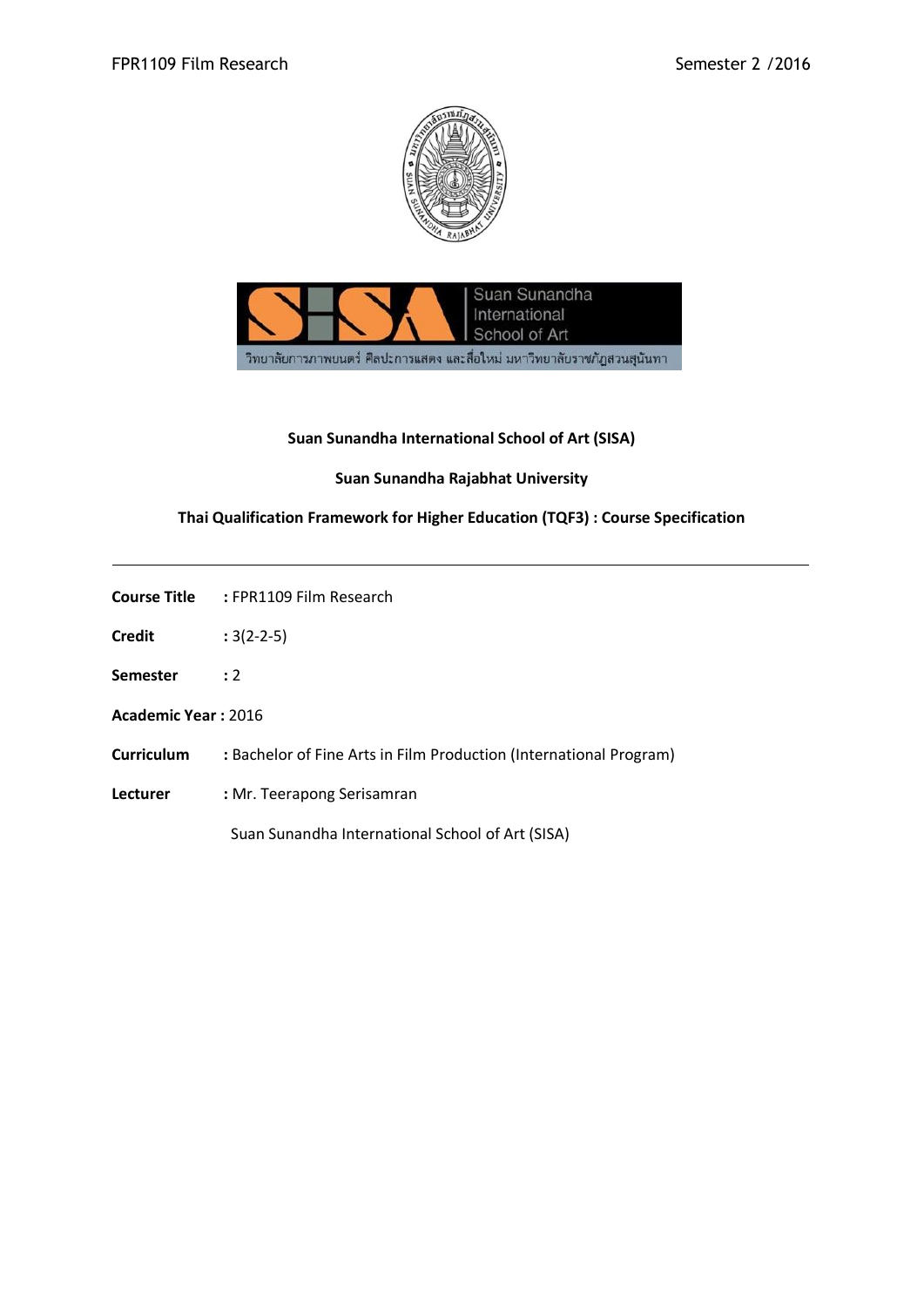**Suan Sunandha International School of Art (SISA)**

**Suan Sunandha Rajabhat University**

**Thai Qualification Framework for Higher Education (TQF3) : Course Specification**

---

**Course Title** : FPR1109 Film Research

**Credit** : 3(2-2-5)

**Semester** : 2

**Academic Year** : 2016

**Curriculum** : Bachelor of Fine Arts in Film Production (International Program)

**Lecturer** : Mr. Teerapong Serisamran

Suan Sunandha International School of Art (SISA)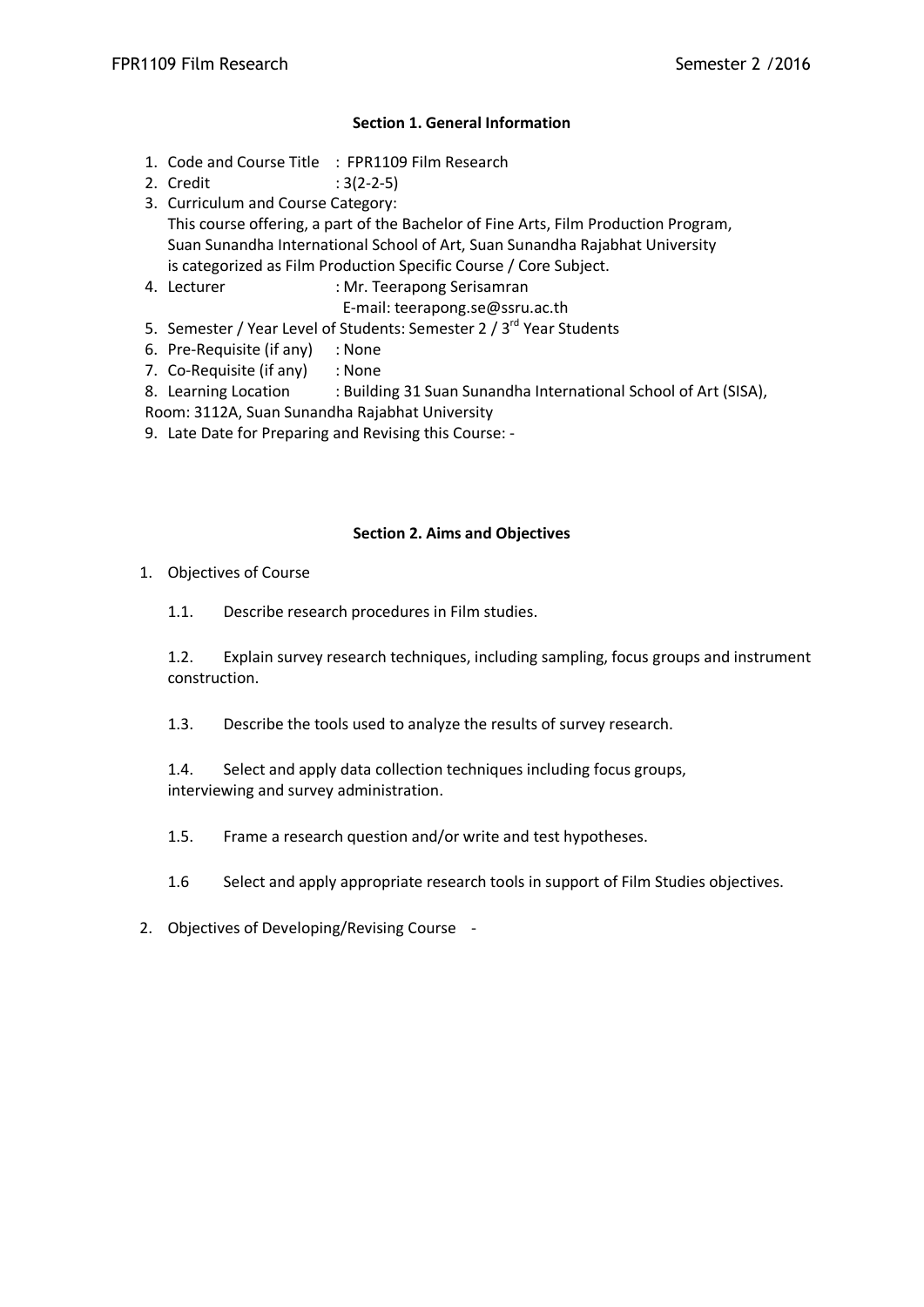## Section 1. General Information

1. Code and Course Title : FPR1109 Film Research
2. Credit : 3(2-2-5)
3. Curriculum and Course Category:
   This course offering, a part of the Bachelor of Fine Arts, Film Production Program, Suan Sunandha International School of Art, Suan Sunandha Rajabhat University is categorized as Film Production Specific Course / Core Subject.
4. Lecturer : Mr. Teerapong Serisamran
   E-mail: teerapong.se@ssru.ac.th
5. Semester / Year Level of Students: Semester 2 / 3rd Year Students
6. Pre-Requisite (if any) : None
7. Co-Requisite (if any) : None
8. Learning Location : Building 31 Suan Sunandha International School of Art (SISA), Room: 3112A, Suan Sunandha Rajabhat University
9. Late Date for Preparing and Revising this Course: -

## Section 2. Aims and Objectives

1. Objectives of Course

   1.1. Describe research procedures in Film studies.

   1.2. Explain survey research techniques, including sampling, focus groups and instrument construction.

   1.3. Describe the tools used to analyze the results of survey research.

   1.4. Select and apply data collection techniques including focus groups, interviewing and survey administration.

   1.5. Frame a research question and/or write and test hypotheses.

   1.6 Select and apply appropriate research tools in support of Film Studies objectives.

2. Objectives of Developing/Revising Course -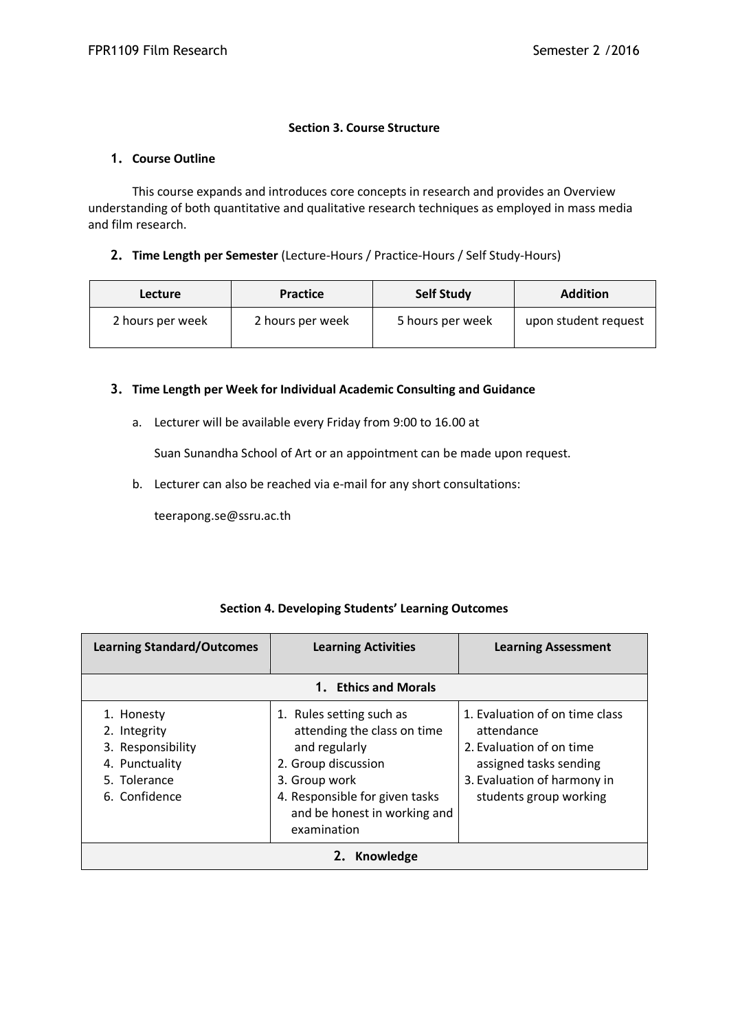## Section 3. Course Structure

### 1. Course Outline

This course expands and introduces core concepts in research and provides an Overview understanding of both quantitative and qualitative research techniques as employed in mass media and film research.

### 2. Time Length per Semester (Lecture-Hours / Practice-Hours / Self Study-Hours)

| Lecture | Practice | Self Study | Addition |
|---|---|---|---|
| 2 hours per week | 2 hours per week | 5 hours per week | upon student request |

### 3. Time Length per Week for Individual Academic Consulting and Guidance

a. Lecturer will be available every Friday from 9:00 to 16.00 at

Suan Sunandha School of Art or an appointment can be made upon request.

b. Lecturer can also be reached via e-mail for any short consultations:

teerapong.se@ssru.ac.th

## Section 4. Developing Students' Learning Outcomes

| Learning Standard/Outcomes | Learning Activities | Learning Assessment |
|---|---|---|
| **1. Ethics and Morals** | | |
| 1. Honesty<br>2. Integrity<br>3. Responsibility<br>4. Punctuality<br>5. Tolerance<br>6. Confidence | 1. Rules setting such as attending the class on time and regularly<br>2. Group discussion<br>3. Group work<br>4. Responsible for given tasks and be honest in working and examination | 1. Evaluation of on time class attendance<br>2. Evaluation of on time assigned tasks sending<br>3. Evaluation of harmony in students group working |
| **2. Knowledge** | | |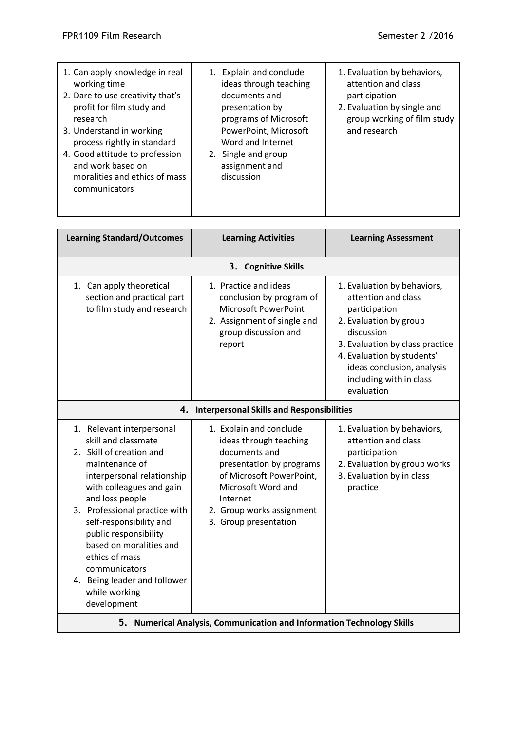| Learning Standard/Outcomes | Learning Activities | Learning Assessment |
|---|---|---|
| 1. Can apply knowledge in real working time<br>2. Dare to use creativity that's profit for film study and research<br>3. Understand in working process rightly in standard<br>4. Good attitude to profession and work based on moralities and ethics of mass communicators | 1. Explain and conclude ideas through teaching documents and presentation by programs of Microsoft PowerPoint, Microsoft Word and Internet<br>2. Single and group assignment and discussion | 1. Evaluation by behaviors, attention and class participation<br>2. Evaluation by single and group working of film study and research |

| Learning Standard/Outcomes | Learning Activities | Learning Assessment |
|---|---|---|
| **3. Cognitive Skills** | | |
| 1. Can apply theoretical section and practical part to film study and research | 1. Practice and ideas conclusion by program of Microsoft PowerPoint<br>2. Assignment of single and group discussion and report | 1. Evaluation by behaviors, attention and class participation<br>2. Evaluation by group discussion<br>3. Evaluation by class practice<br>4. Evaluation by students' ideas conclusion, analysis including with in class evaluation |
| **4. Interpersonal Skills and Responsibilities** | | |
| 1. Relevant interpersonal skill and classmate<br>2. Skill of creation and maintenance of interpersonal relationship with colleagues and gain and loss people<br>3. Professional practice with self-responsibility and public responsibility based on moralities and ethics of mass communicators<br>4. Being leader and follower while working development | 1. Explain and conclude ideas through teaching documents and presentation by programs of Microsoft PowerPoint, Microsoft Word and Internet<br>2. Group works assignment<br>3. Group presentation | 1. Evaluation by behaviors, attention and class participation<br>2. Evaluation by group works<br>3. Evaluation by in class practice |
| **5. Numerical Analysis, Communication and Information Technology Skills** | | |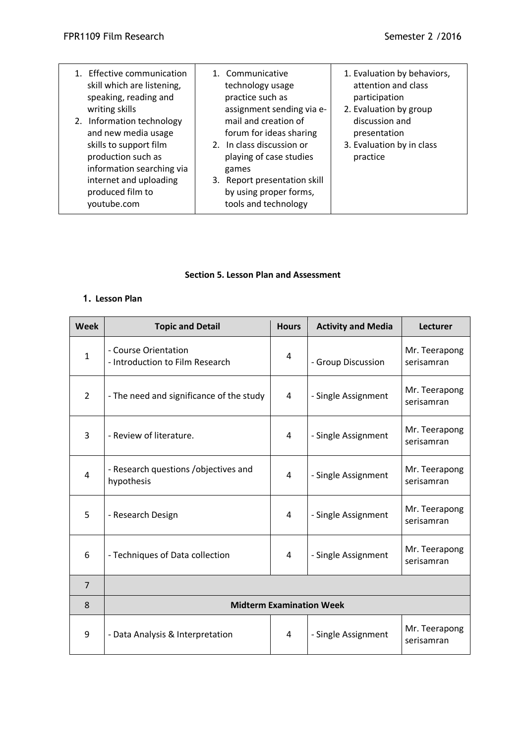| | | |
|---|---|---|
| 1. Effective communication skill which are listening, speaking, reading and writing skills<br>2. Information technology and new media usage skills to support film production such as information searching via internet and uploading produced film to youtube.com | 1. Communicative technology usage practice such as assignment sending via e-mail and creation of forum for ideas sharing<br>2. In class discussion or playing of case studies games<br>3. Report presentation skill by using proper forms, tools and technology | 1. Evaluation by behaviors, attention and class participation<br>2. Evaluation by group discussion and presentation<br>3. Evaluation by in class practice |

**Section 5. Lesson Plan and Assessment**

**1. Lesson Plan**

| Week | Topic and Detail | Hours | Activity and Media | Lecturer |
|---|---|---|---|---|
| 1 | - Course Orientation<br>- Introduction to Film Research | 4 | - Group Discussion | Mr. Teerapong serisamran |
| 2 | - The need and significance of the study | 4 | - Single Assignment | Mr. Teerapong serisamran |
| 3 | - Review of literature. | 4 | - Single Assignment | Mr. Teerapong serisamran |
| 4 | - Research questions /objectives and hypothesis | 4 | - Single Assignment | Mr. Teerapong serisamran |
| 5 | - Research Design | 4 | - Single Assignment | Mr. Teerapong serisamran |
| 6 | - Techniques of Data collection | 4 | - Single Assignment | Mr. Teerapong serisamran |
| 7 | | | | |
| 8 | **Midterm Examination Week** | | | |
| 9 | - Data Analysis & Interpretation | 4 | - Single Assignment | Mr. Teerapong serisamran |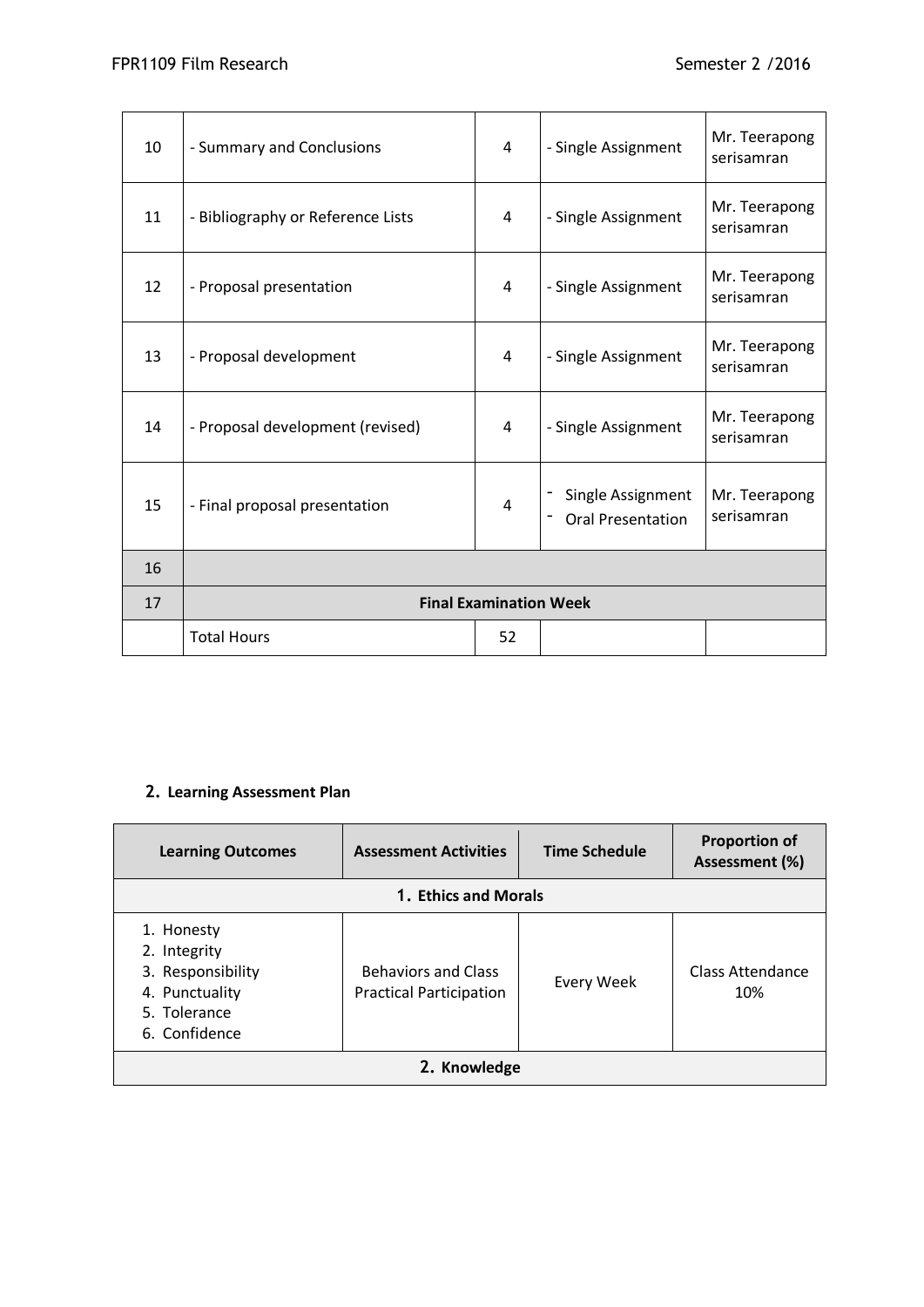| | | | | |
|---|---|---|---|---|
| 10 | - Summary and Conclusions | 4 | - Single Assignment | Mr. Teerapong serisamran |
| 11 | - Bibliography or Reference Lists | 4 | - Single Assignment | Mr. Teerapong serisamran |
| 12 | - Proposal presentation | 4 | - Single Assignment | Mr. Teerapong serisamran |
| 13 | - Proposal development | 4 | - Single Assignment | Mr. Teerapong serisamran |
| 14 | - Proposal development (revised) | 4 | - Single Assignment | Mr. Teerapong serisamran |
| 15 | - Final proposal presentation | 4 | - Single Assignment<br>- Oral Presentation | Mr. Teerapong serisamran |
| 16 | | | | |
| 17 | **Final Examination Week** | | | |
| | Total Hours | 52 | | |

## 2. Learning Assessment Plan

| Learning Outcomes | Assessment Activities | Time Schedule | Proportion of Assessment (%) |
|---|---|---|---|
| **1. Ethics and Morals** | | | |
| 1. Honesty<br>2. Integrity<br>3. Responsibility<br>4. Punctuality<br>5. Tolerance<br>6. Confidence | Behaviors and Class Practical Participation | Every Week | Class Attendance 10% |
| **2. Knowledge** | | | |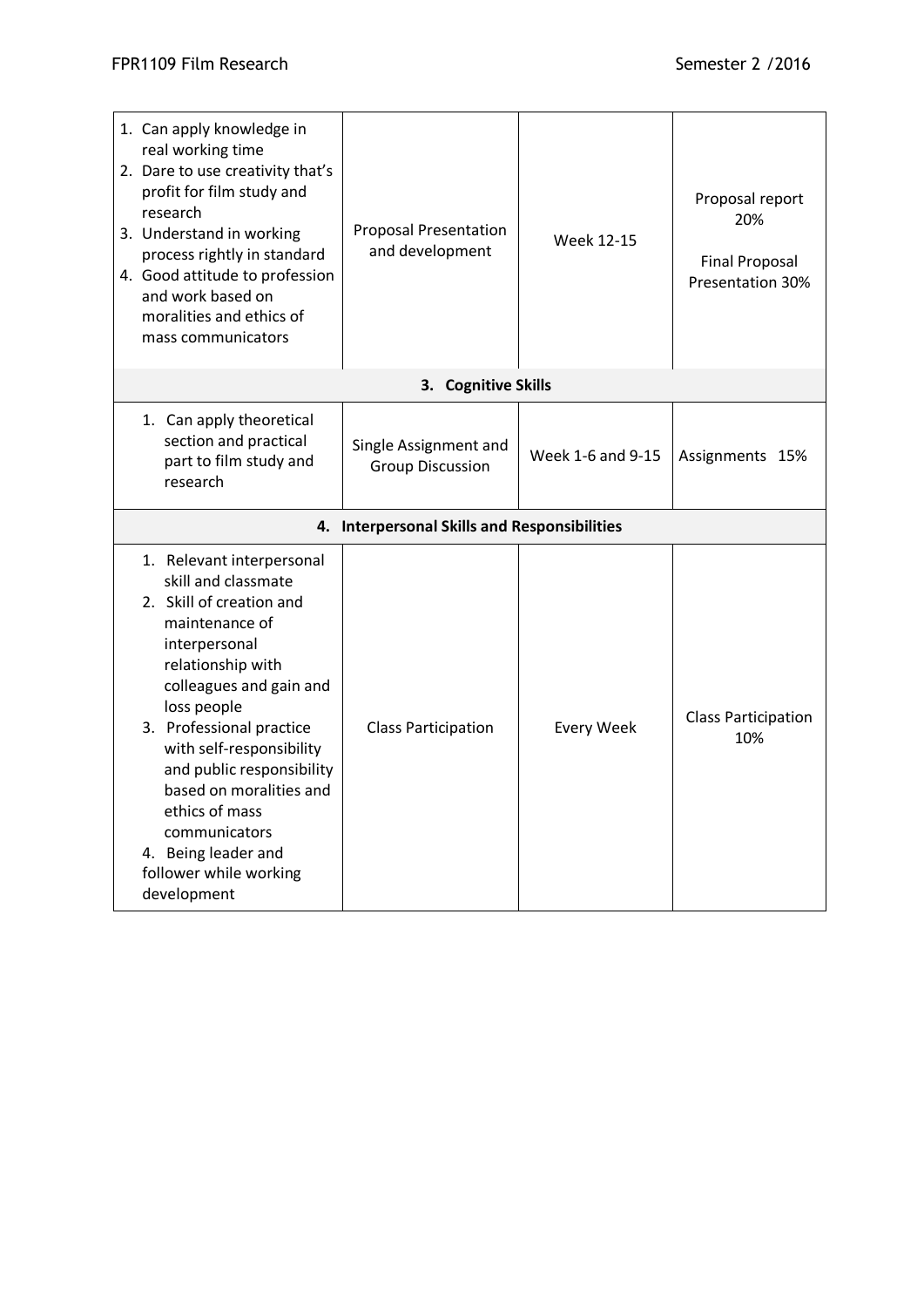| | | | |
|---|---|---|---|
| 1. Can apply knowledge in real working time<br>2. Dare to use creativity that's profit for film study and research<br>3. Understand in working process rightly in standard<br>4. Good attitude to profession and work based on moralities and ethics of mass communicators | Proposal Presentation and development | Week 12-15 | Proposal report 20%<br><br>Final Proposal Presentation 30% |
| **3. Cognitive Skills** | | | |
| 1. Can apply theoretical section and practical part to film study and research | Single Assignment and Group Discussion | Week 1-6 and 9-15 | Assignments 15% |
| **4. Interpersonal Skills and Responsibilities** | | | |
| 1. Relevant interpersonal skill and classmate<br>2. Skill of creation and maintenance of interpersonal relationship with colleagues and gain and loss people<br>3. Professional practice with self-responsibility and public responsibility based on moralities and ethics of mass communicators<br>4. Being leader and follower while working development | Class Participation | Every Week | Class Participation 10% |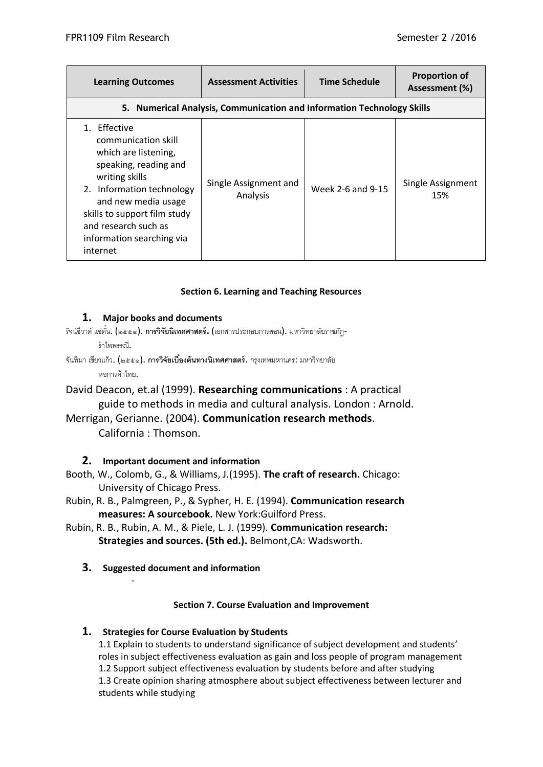| Learning Outcomes | Assessment Activities | Time Schedule | Proportion of Assessment (%) |
|---|---|---|---|
| **5. Numerical Analysis, Communication and Information Technology Skills** | | | |
| 1. Effective communication skill which are listening, speaking, reading and writing skills<br>2. Information technology and new media usage skills to support film study and research such as information searching via internet | Single Assignment and Analysis | Week 2-6 and 9-15 | Single Assignment 15% |

### Section 6. Learning and Teaching Resources

**1. Major books and documents**

รัจน์ชีวาต์ แซ่ตั้น. (๒๕๕๔). **การวิจัยนิเทศศาสตร์.** (เอกสารประกอบการสอน). มหาวิทยาลัยราชภัฏ-รำไพพรรณี.

จันทิมา เขียวแก้ว. (๒๕๕๑). **การวิจัยเบื้องต้นทางนิเทศศาสตร์**. กรุงเทพมหานคร: มหาวิทยาลัยหอการค้าไทย.

David Deacon, et.al (1999). **Researching communications** : A practical guide to methods in media and cultural analysis. London : Arnold.

Merrigan, Gerianne. (2004). **Communication research methods**. California : Thomson.

**2. Important document and information**

Booth, W., Colomb, G., & Williams, J.(1995). **The craft of research.** Chicago: University of Chicago Press.

Rubin, R. B., Palmgreen, P., & Sypher, H. E. (1994). **Communication research measures: A sourcebook.** New York:Guilford Press.

Rubin, R. B., Rubin, A. M., & Piele, L. J. (1999). **Communication research: Strategies and sources. (5th ed.).** Belmont,CA: Wadsworth.

**3. Suggested document and information**

-

### Section 7. Course Evaluation and Improvement

**1. Strategies for Course Evaluation by Students**

1.1 Explain to students to understand significance of subject development and students' roles in subject effectiveness evaluation as gain and loss people of program management
1.2 Support subject effectiveness evaluation by students before and after studying
1.3 Create opinion sharing atmosphere about subject effectiveness between lecturer and students while studying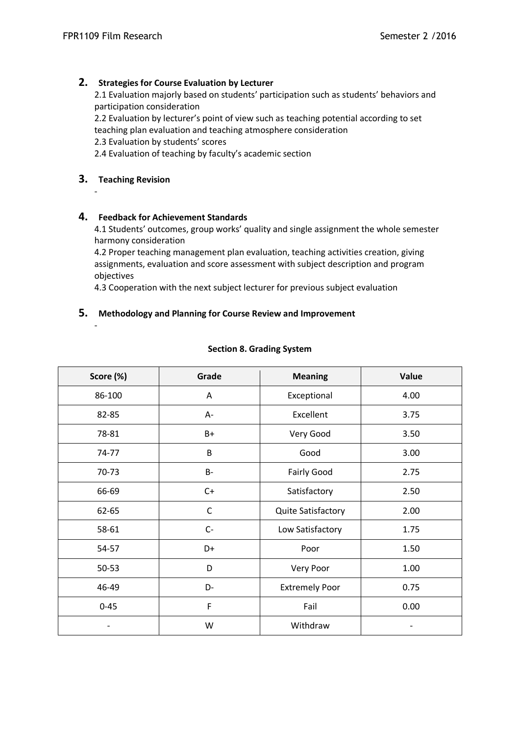## 2. Strategies for Course Evaluation by Lecturer

2.1 Evaluation majorly based on students' participation such as students' behaviors and participation consideration
2.2 Evaluation by lecturer's point of view such as teaching potential according to set teaching plan evaluation and teaching atmosphere consideration
2.3 Evaluation by students' scores
2.4 Evaluation of teaching by faculty's academic section

## 3. Teaching Revision

-

## 4. Feedback for Achievement Standards

4.1 Students' outcomes, group works' quality and single assignment the whole semester harmony consideration
4.2 Proper teaching management plan evaluation, teaching activities creation, giving assignments, evaluation and score assessment with subject description and program objectives
4.3 Cooperation with the next subject lecturer for previous subject evaluation

## 5. Methodology and Planning for Course Review and Improvement

-

### Section 8. Grading System

| Score (%) | Grade | Meaning | Value |
|---|---|---|---|
| 86-100 | A | Exceptional | 4.00 |
| 82-85 | A- | Excellent | 3.75 |
| 78-81 | B+ | Very Good | 3.50 |
| 74-77 | B | Good | 3.00 |
| 70-73 | B- | Fairly Good | 2.75 |
| 66-69 | C+ | Satisfactory | 2.50 |
| 62-65 | C | Quite Satisfactory | 2.00 |
| 58-61 | C- | Low Satisfactory | 1.75 |
| 54-57 | D+ | Poor | 1.50 |
| 50-53 | D | Very Poor | 1.00 |
| 46-49 | D- | Extremely Poor | 0.75 |
| 0-45 | F | Fail | 0.00 |
| - | W | Withdraw | - |